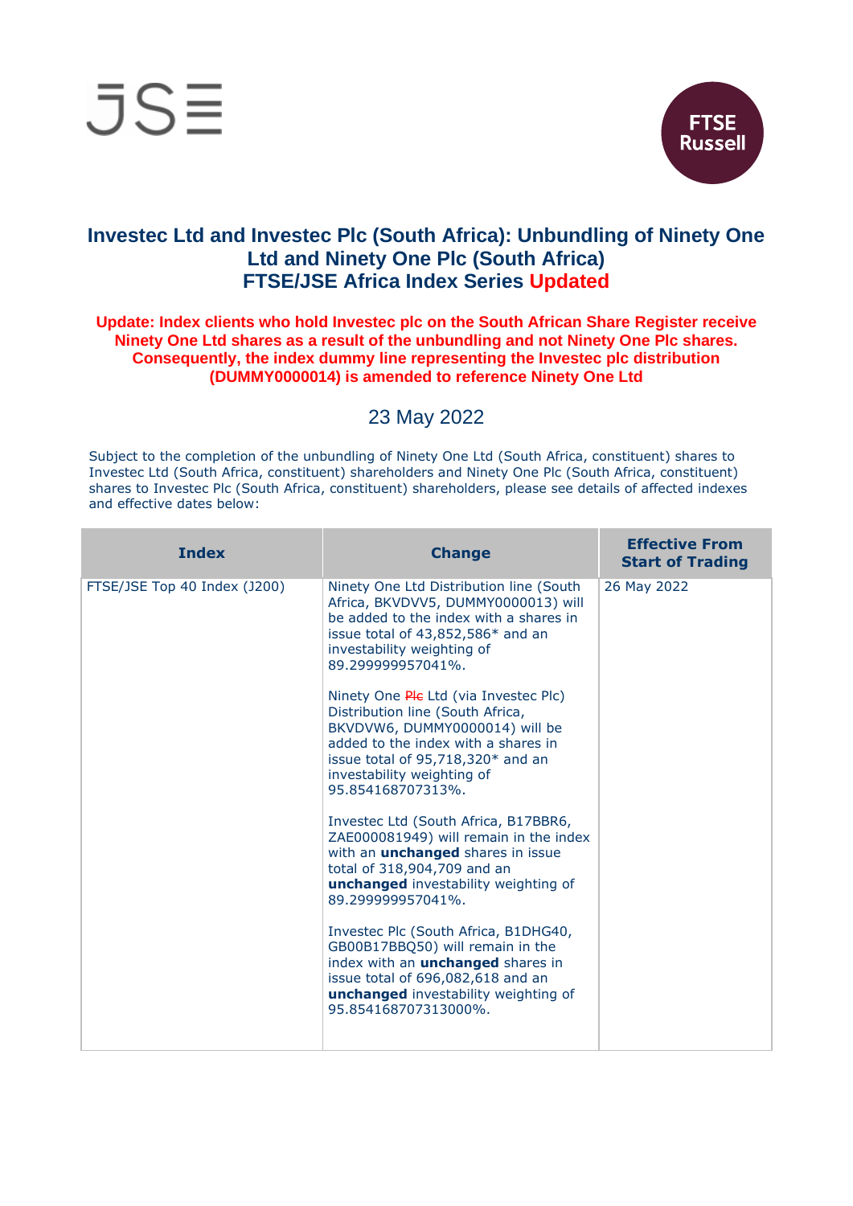# Investec Ltd and Investec Plc (South Africa): Unbundling of Ninety One Ltd and Ninety One Plc (South Africa)
# FTSE/JSE Africa Index Series Updated

**Update: Index clients who hold Investec plc on the South African Share Register receive Ninety One Ltd shares as a result of the unbundling and not Ninety One Plc shares. Consequently, the index dummy line representing the Investec plc distribution (DUMMY0000014) is amended to reference Ninety One Ltd**

23 May 2022

Subject to the completion of the unbundling of Ninety One Ltd (South Africa, constituent) shares to Investec Ltd (South Africa, constituent) shareholders and Ninety One Plc (South Africa, constituent) shares to Investec Plc (South Africa, constituent) shareholders, please see details of affected indexes and effective dates below:

| Index | Change | Effective From Start of Trading |
|---|---|---|
| FTSE/JSE Top 40 Index (J200) | Ninety One Ltd Distribution line (South Africa, BKVDVV5, DUMMY0000013) will be added to the index with a shares in issue total of 43,852,586* and an investability weighting of 89.299999957041%.<br><br>Ninety One ~~Plc~~ Ltd (via Investec Plc) Distribution line (South Africa, BKVDVW6, DUMMY0000014) will be added to the index with a shares in issue total of 95,718,320* and an investability weighting of 95.854168707313%.<br><br>Investec Ltd (South Africa, B17BBR6, ZAE000081949) will remain in the index with an **unchanged** shares in issue total of 318,904,709 and an **unchanged** investability weighting of 89.299999957041%.<br><br>Investec Plc (South Africa, B1DHG40, GB00B17BBQ50) will remain in the index with an **unchanged** shares in issue total of 696,082,618 and an **unchanged** investability weighting of 95.854168707313000%. | 26 May 2022 |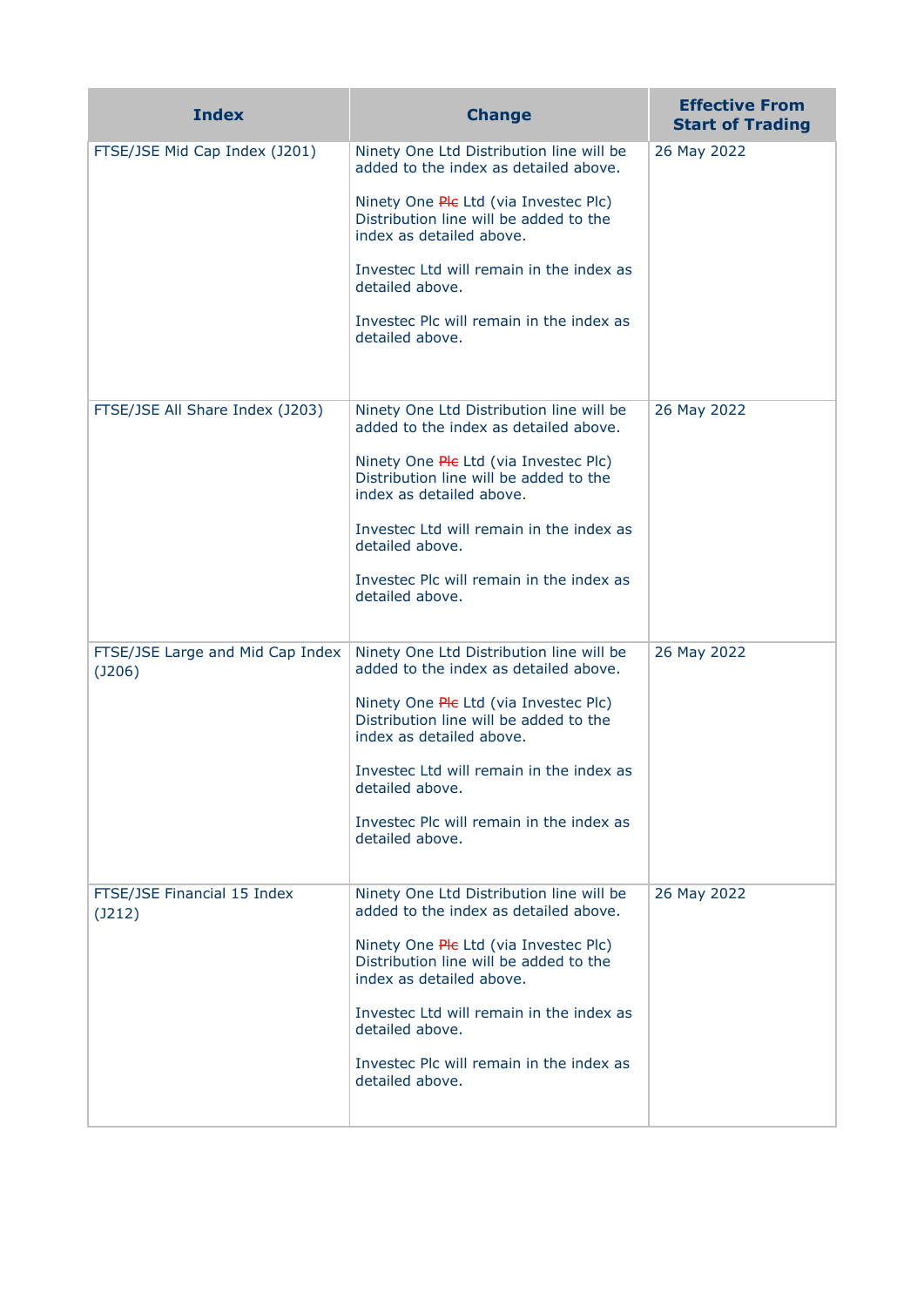| Index | Change | Effective From Start of Trading |
|---|---|---|
| FTSE/JSE Mid Cap Index (J201) | Ninety One Ltd Distribution line will be added to the index as detailed above.<br><br>Ninety One ~~Plc~~ Ltd (via Investec Plc) Distribution line will be added to the index as detailed above.<br><br>Investec Ltd will remain in the index as detailed above.<br><br>Investec Plc will remain in the index as detailed above. | 26 May 2022 |
| FTSE/JSE All Share Index (J203) | Ninety One Ltd Distribution line will be added to the index as detailed above.<br><br>Ninety One ~~Plc~~ Ltd (via Investec Plc) Distribution line will be added to the index as detailed above.<br><br>Investec Ltd will remain in the index as detailed above.<br><br>Investec Plc will remain in the index as detailed above. | 26 May 2022 |
| FTSE/JSE Large and Mid Cap Index (J206) | Ninety One Ltd Distribution line will be added to the index as detailed above.<br><br>Ninety One ~~Plc~~ Ltd (via Investec Plc) Distribution line will be added to the index as detailed above.<br><br>Investec Ltd will remain in the index as detailed above.<br><br>Investec Plc will remain in the index as detailed above. | 26 May 2022 |
| FTSE/JSE Financial 15 Index (J212) | Ninety One Ltd Distribution line will be added to the index as detailed above.<br><br>Ninety One ~~Plc~~ Ltd (via Investec Plc) Distribution line will be added to the index as detailed above.<br><br>Investec Ltd will remain in the index as detailed above.<br><br>Investec Plc will remain in the index as detailed above. | 26 May 2022 |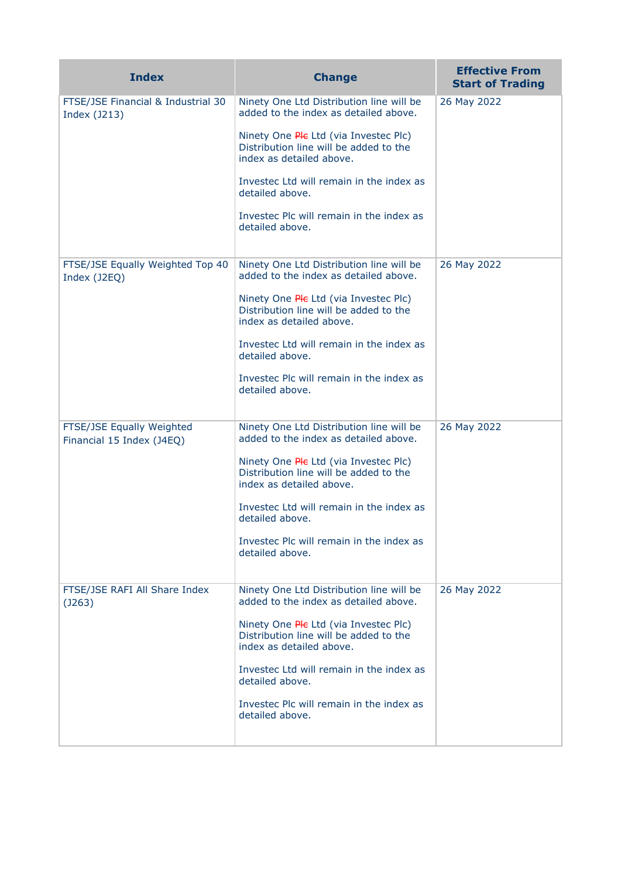| Index | Change | Effective From Start of Trading |
|---|---|---|
| FTSE/JSE Financial & Industrial 30 Index (J213) | Ninety One Ltd Distribution line will be added to the index as detailed above.<br><br>Ninety One ~~Plc~~ Ltd (via Investec Plc) Distribution line will be added to the index as detailed above.<br><br>Investec Ltd will remain in the index as detailed above.<br><br>Investec Plc will remain in the index as detailed above. | 26 May 2022 |
| FTSE/JSE Equally Weighted Top 40 Index (J2EQ) | Ninety One Ltd Distribution line will be added to the index as detailed above.<br><br>Ninety One ~~Plc~~ Ltd (via Investec Plc) Distribution line will be added to the index as detailed above.<br><br>Investec Ltd will remain in the index as detailed above.<br><br>Investec Plc will remain in the index as detailed above. | 26 May 2022 |
| FTSE/JSE Equally Weighted Financial 15 Index (J4EQ) | Ninety One Ltd Distribution line will be added to the index as detailed above.<br><br>Ninety One ~~Plc~~ Ltd (via Investec Plc) Distribution line will be added to the index as detailed above.<br><br>Investec Ltd will remain in the index as detailed above.<br><br>Investec Plc will remain in the index as detailed above. | 26 May 2022 |
| FTSE/JSE RAFI All Share Index (J263) | Ninety One Ltd Distribution line will be added to the index as detailed above.<br><br>Ninety One ~~Plc~~ Ltd (via Investec Plc) Distribution line will be added to the index as detailed above.<br><br>Investec Ltd will remain in the index as detailed above.<br><br>Investec Plc will remain in the index as detailed above. | 26 May 2022 |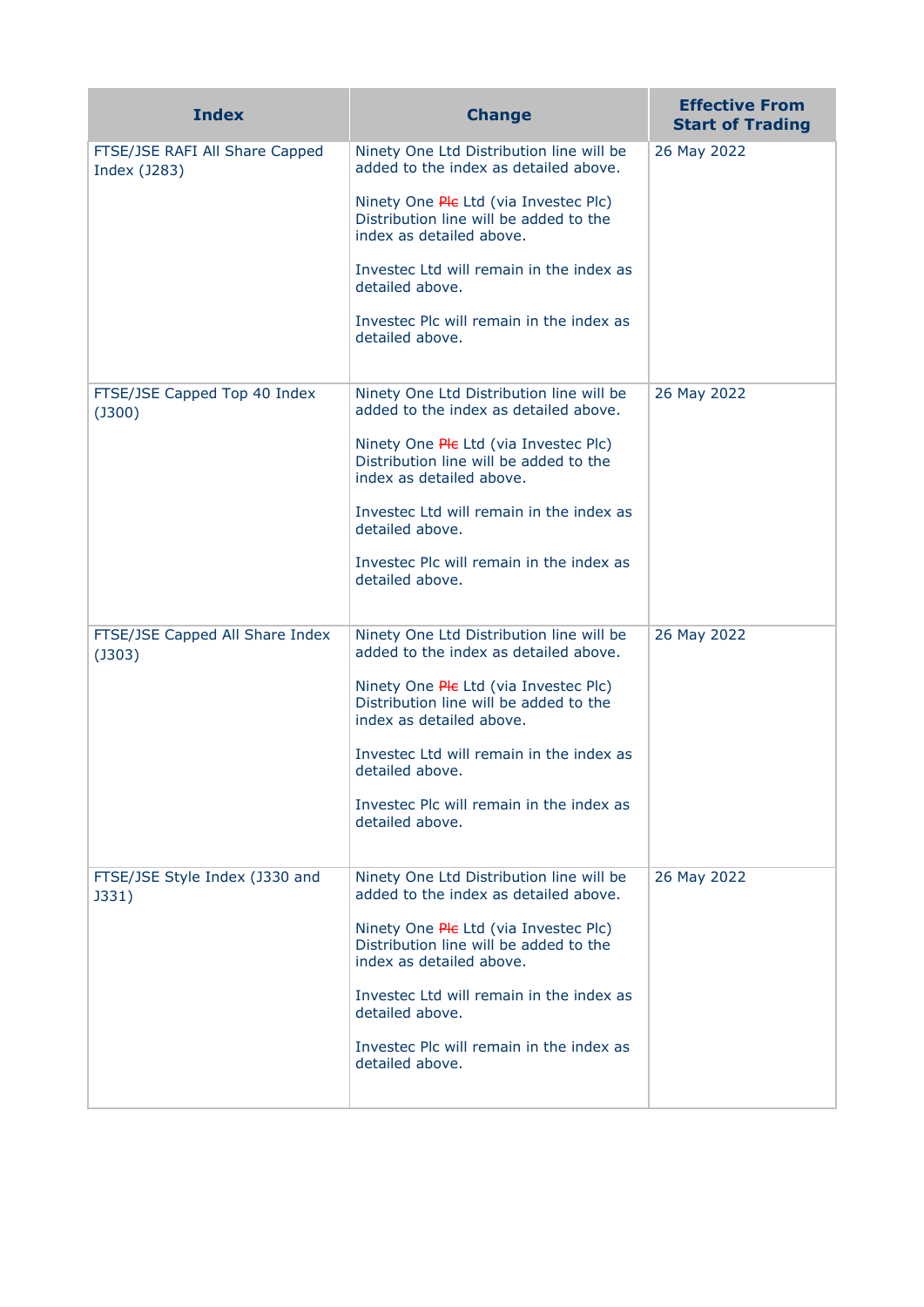| Index | Change | Effective From Start of Trading |
|---|---|---|
| FTSE/JSE RAFI All Share Capped Index (J283) | Ninety One Ltd Distribution line will be added to the index as detailed above.<br><br>Ninety One ~~Plc~~ Ltd (via Investec Plc) Distribution line will be added to the index as detailed above.<br><br>Investec Ltd will remain in the index as detailed above.<br><br>Investec Plc will remain in the index as detailed above. | 26 May 2022 |
| FTSE/JSE Capped Top 40 Index (J300) | Ninety One Ltd Distribution line will be added to the index as detailed above.<br><br>Ninety One ~~Plc~~ Ltd (via Investec Plc) Distribution line will be added to the index as detailed above.<br><br>Investec Ltd will remain in the index as detailed above.<br><br>Investec Plc will remain in the index as detailed above. | 26 May 2022 |
| FTSE/JSE Capped All Share Index (J303) | Ninety One Ltd Distribution line will be added to the index as detailed above.<br><br>Ninety One ~~Plc~~ Ltd (via Investec Plc) Distribution line will be added to the index as detailed above.<br><br>Investec Ltd will remain in the index as detailed above.<br><br>Investec Plc will remain in the index as detailed above. | 26 May 2022 |
| FTSE/JSE Style Index (J330 and J331) | Ninety One Ltd Distribution line will be added to the index as detailed above.<br><br>Ninety One ~~Plc~~ Ltd (via Investec Plc) Distribution line will be added to the index as detailed above.<br><br>Investec Ltd will remain in the index as detailed above.<br><br>Investec Plc will remain in the index as detailed above. | 26 May 2022 |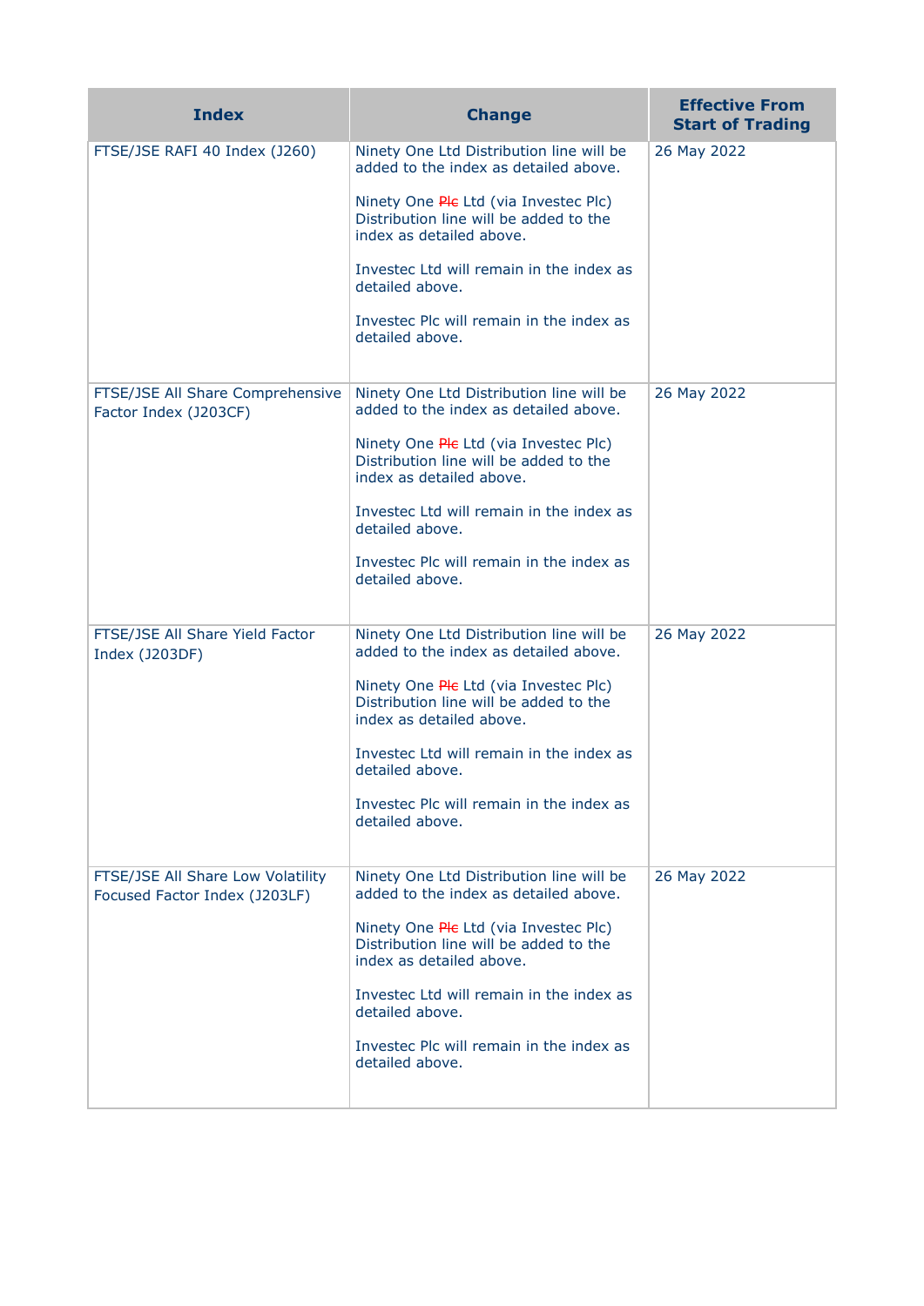| Index | Change | Effective From Start of Trading |
|---|---|---|
| FTSE/JSE RAFI 40 Index (J260) | Ninety One Ltd Distribution line will be added to the index as detailed above.<br><br>Ninety One ~~Plc~~ Ltd (via Investec Plc) Distribution line will be added to the index as detailed above.<br><br>Investec Ltd will remain in the index as detailed above.<br><br>Investec Plc will remain in the index as detailed above. | 26 May 2022 |
| FTSE/JSE All Share Comprehensive Factor Index (J203CF) | Ninety One Ltd Distribution line will be added to the index as detailed above.<br><br>Ninety One ~~Plc~~ Ltd (via Investec Plc) Distribution line will be added to the index as detailed above.<br><br>Investec Ltd will remain in the index as detailed above.<br><br>Investec Plc will remain in the index as detailed above. | 26 May 2022 |
| FTSE/JSE All Share Yield Factor Index (J203DF) | Ninety One Ltd Distribution line will be added to the index as detailed above.<br><br>Ninety One ~~Plc~~ Ltd (via Investec Plc) Distribution line will be added to the index as detailed above.<br><br>Investec Ltd will remain in the index as detailed above.<br><br>Investec Plc will remain in the index as detailed above. | 26 May 2022 |
| FTSE/JSE All Share Low Volatility Focused Factor Index (J203LF) | Ninety One Ltd Distribution line will be added to the index as detailed above.<br><br>Ninety One ~~Plc~~ Ltd (via Investec Plc) Distribution line will be added to the index as detailed above.<br><br>Investec Ltd will remain in the index as detailed above.<br><br>Investec Plc will remain in the index as detailed above. | 26 May 2022 |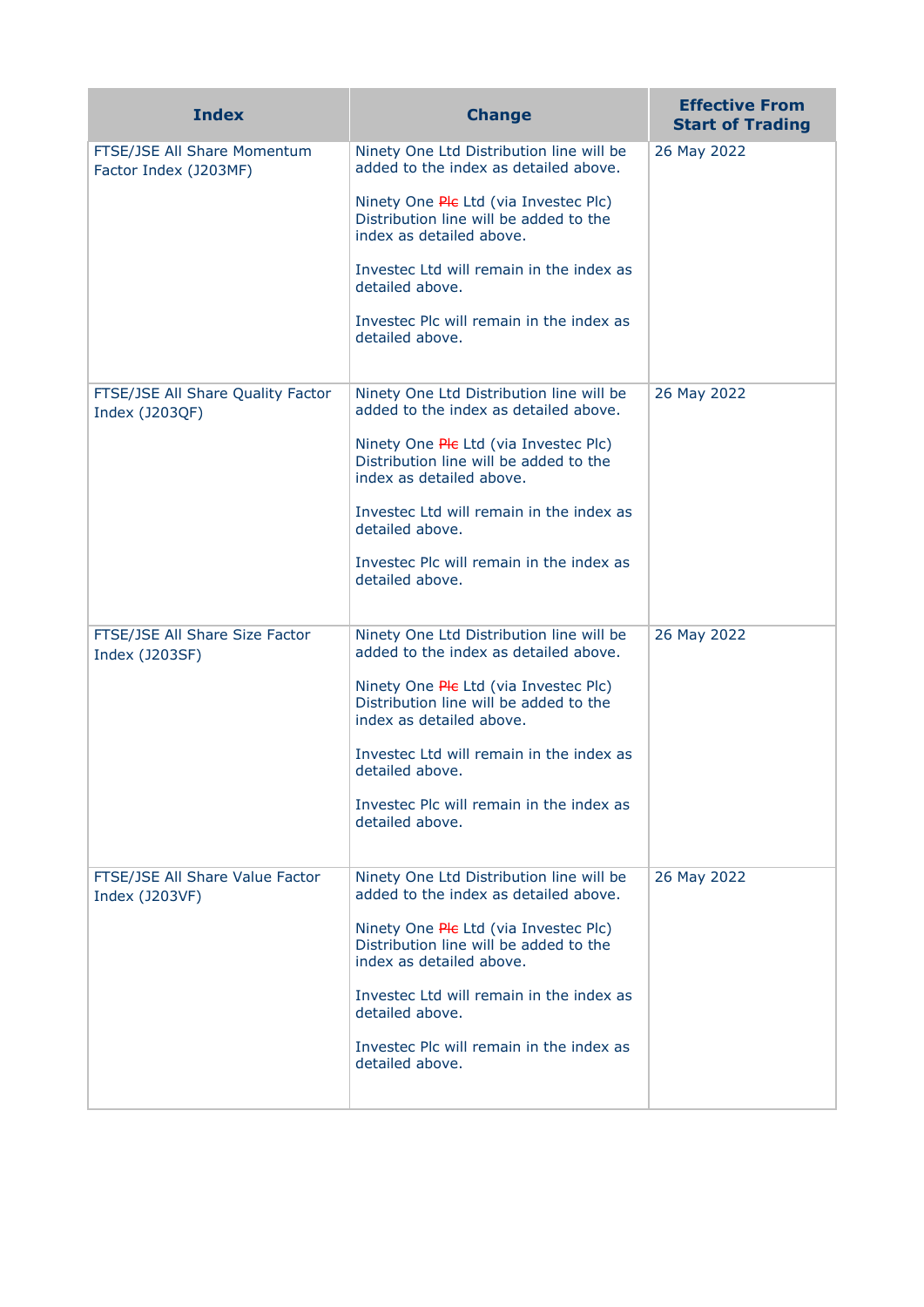| Index | Change | Effective From Start of Trading |
|---|---|---|
| FTSE/JSE All Share Momentum Factor Index (J203MF) | Ninety One Ltd Distribution line will be added to the index as detailed above.<br><br>Ninety One ~~Plc~~ Ltd (via Investec Plc) Distribution line will be added to the index as detailed above.<br><br>Investec Ltd will remain in the index as detailed above.<br><br>Investec Plc will remain in the index as detailed above. | 26 May 2022 |
| FTSE/JSE All Share Quality Factor Index (J203QF) | Ninety One Ltd Distribution line will be added to the index as detailed above.<br><br>Ninety One ~~Plc~~ Ltd (via Investec Plc) Distribution line will be added to the index as detailed above.<br><br>Investec Ltd will remain in the index as detailed above.<br><br>Investec Plc will remain in the index as detailed above. | 26 May 2022 |
| FTSE/JSE All Share Size Factor Index (J203SF) | Ninety One Ltd Distribution line will be added to the index as detailed above.<br><br>Ninety One ~~Plc~~ Ltd (via Investec Plc) Distribution line will be added to the index as detailed above.<br><br>Investec Ltd will remain in the index as detailed above.<br><br>Investec Plc will remain in the index as detailed above. | 26 May 2022 |
| FTSE/JSE All Share Value Factor Index (J203VF) | Ninety One Ltd Distribution line will be added to the index as detailed above.<br><br>Ninety One ~~Plc~~ Ltd (via Investec Plc) Distribution line will be added to the index as detailed above.<br><br>Investec Ltd will remain in the index as detailed above.<br><br>Investec Plc will remain in the index as detailed above. | 26 May 2022 |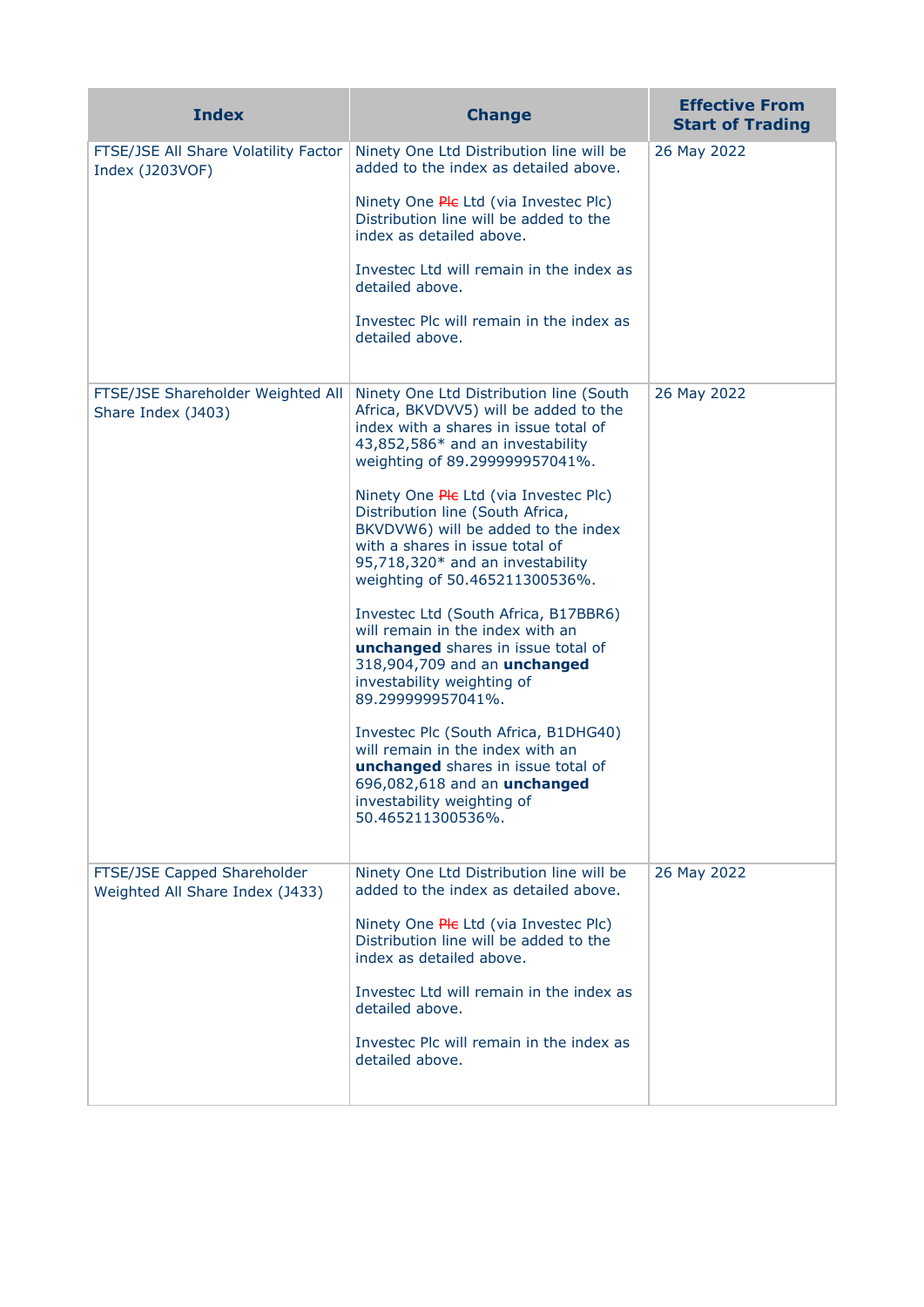| Index | Change | Effective From Start of Trading |
|---|---|---|
| FTSE/JSE All Share Volatility Factor Index (J203VOF) | Ninety One Ltd Distribution line will be added to the index as detailed above.<br><br>Ninety One ~~Plc~~ Ltd (via Investec Plc) Distribution line will be added to the index as detailed above.<br><br>Investec Ltd will remain in the index as detailed above.<br><br>Investec Plc will remain in the index as detailed above. | 26 May 2022 |
| FTSE/JSE Shareholder Weighted All Share Index (J403) | Ninety One Ltd Distribution line (South Africa, BKVDVV5) will be added to the index with a shares in issue total of 43,852,586* and an investability weighting of 89.299999957041%.<br><br>Ninety One ~~Plc~~ Ltd (via Investec Plc) Distribution line (South Africa, BKVDVW6) will be added to the index with a shares in issue total of 95,718,320* and an investability weighting of 50.465211300536%.<br><br>Investec Ltd (South Africa, B17BBR6) will remain in the index with an **unchanged** shares in issue total of 318,904,709 and an **unchanged** investability weighting of 89.299999957041%.<br><br>Investec Plc (South Africa, B1DHG40) will remain in the index with an **unchanged** shares in issue total of 696,082,618 and an **unchanged** investability weighting of 50.465211300536%. | 26 May 2022 |
| FTSE/JSE Capped Shareholder Weighted All Share Index (J433) | Ninety One Ltd Distribution line will be added to the index as detailed above.<br><br>Ninety One ~~Plc~~ Ltd (via Investec Plc) Distribution line will be added to the index as detailed above.<br><br>Investec Ltd will remain in the index as detailed above.<br><br>Investec Plc will remain in the index as detailed above. | 26 May 2022 |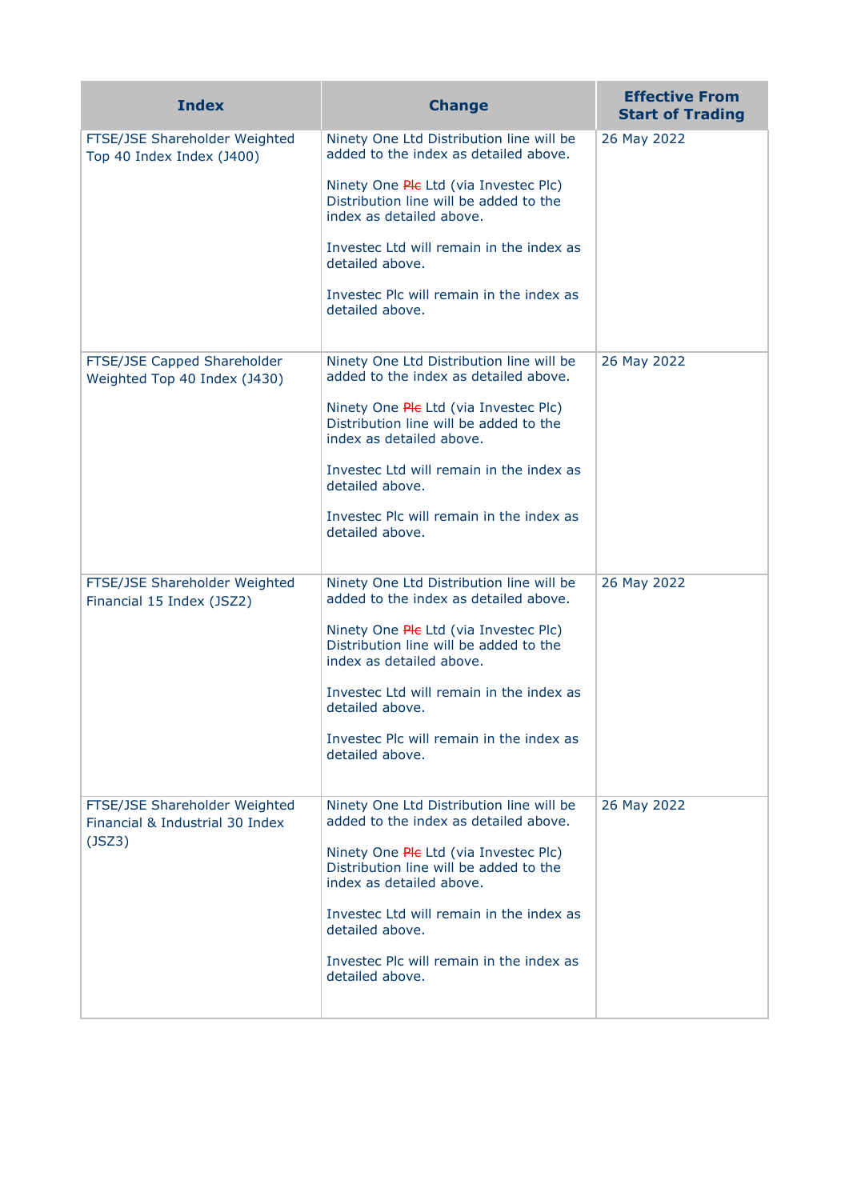| Index | Change | Effective From Start of Trading |
|---|---|---|
| FTSE/JSE Shareholder Weighted Top 40 Index Index (J400) | Ninety One Ltd Distribution line will be added to the index as detailed above.<br><br>Ninety One ~~Plc~~ Ltd (via Investec Plc) Distribution line will be added to the index as detailed above.<br><br>Investec Ltd will remain in the index as detailed above.<br><br>Investec Plc will remain in the index as detailed above. | 26 May 2022 |
| FTSE/JSE Capped Shareholder Weighted Top 40 Index (J430) | Ninety One Ltd Distribution line will be added to the index as detailed above.<br><br>Ninety One ~~Plc~~ Ltd (via Investec Plc) Distribution line will be added to the index as detailed above.<br><br>Investec Ltd will remain in the index as detailed above.<br><br>Investec Plc will remain in the index as detailed above. | 26 May 2022 |
| FTSE/JSE Shareholder Weighted Financial 15 Index (JSZ2) | Ninety One Ltd Distribution line will be added to the index as detailed above.<br><br>Ninety One ~~Plc~~ Ltd (via Investec Plc) Distribution line will be added to the index as detailed above.<br><br>Investec Ltd will remain in the index as detailed above.<br><br>Investec Plc will remain in the index as detailed above. | 26 May 2022 |
| FTSE/JSE Shareholder Weighted Financial & Industrial 30 Index (JSZ3) | Ninety One Ltd Distribution line will be added to the index as detailed above.<br><br>Ninety One ~~Plc~~ Ltd (via Investec Plc) Distribution line will be added to the index as detailed above.<br><br>Investec Ltd will remain in the index as detailed above.<br><br>Investec Plc will remain in the index as detailed above. | 26 May 2022 |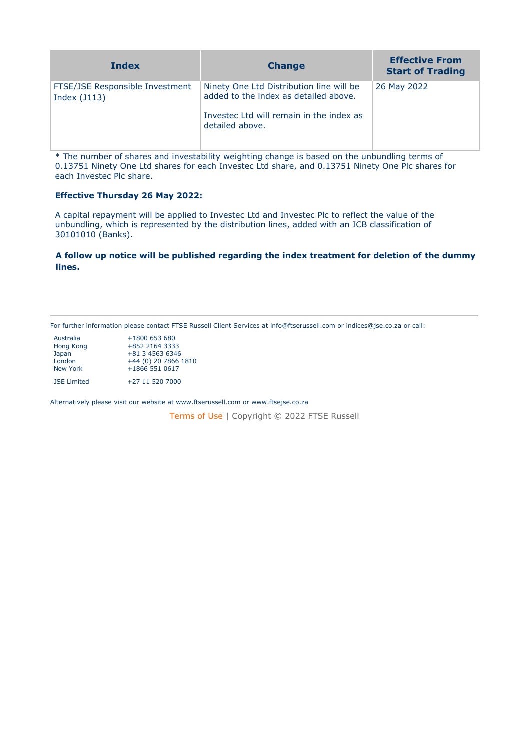| Index | Change | Effective From Start of Trading |
| --- | --- | --- |
| FTSE/JSE Responsible Investment Index (J113) | Ninety One Ltd Distribution line will be added to the index as detailed above.<br><br>Investec Ltd will remain in the index as detailed above. | 26 May 2022 |

* The number of shares and investability weighting change is based on the unbundling terms of 0.13751 Ninety One Ltd shares for each Investec Ltd share, and 0.13751 Ninety One Plc shares for each Investec Plc share.

**Effective Thursday 26 May 2022:**

A capital repayment will be applied to Investec Ltd and Investec Plc to reflect the value of the unbundling, which is represented by the distribution lines, added with an ICB classification of 30101010 (Banks).

**A follow up notice will be published regarding the index treatment for deletion of the dummy lines.**

---

For further information please contact FTSE Russell Client Services at info@ftserussell.com or indices@jse.co.za or call:

| | |
| --- | --- |
| Australia | +1800 653 680 |
| Hong Kong | +852 2164 3333 |
| Japan | +81 3 4563 6346 |
| London | +44 (0) 20 7866 1810 |
| New York | +1866 551 0617 |
| JSE Limited | +27 11 520 7000 |

Alternatively please visit our website at www.ftserussell.com or www.ftsejse.co.za

Terms of Use | Copyright © 2022 FTSE Russell